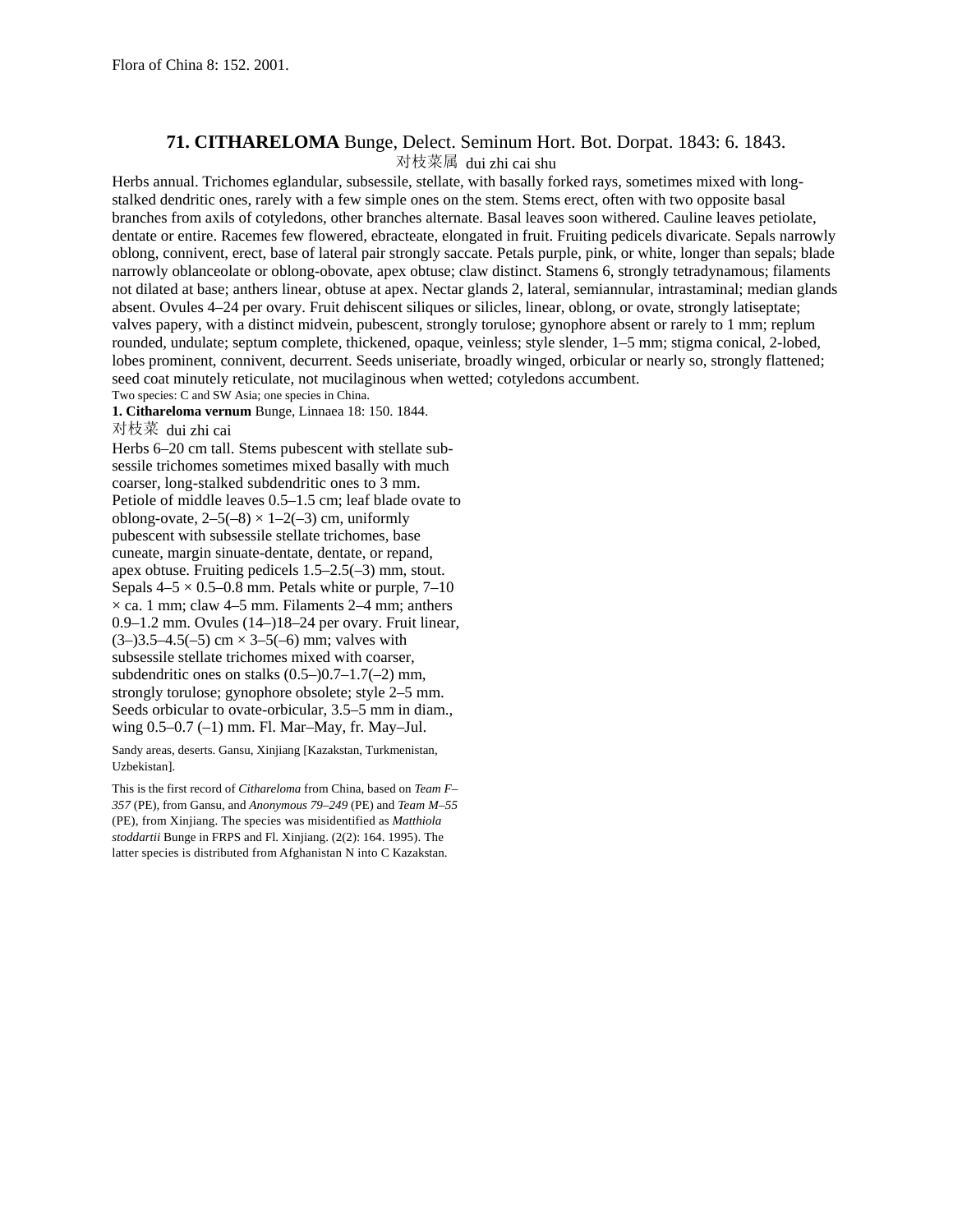Flora of China 8: 152. 2001.

## 71. **CITHARELOMA** Bunge, Delect. Seminum Hort. Bot. Dorpat. 1843: 6. 1843.

对枝菜属 dui zhi cai shu

Herbs annual. Trichomes eglandular, subsessile, stellate, with basally forked rays, sometimes mixed with long-stalked dendritic ones, rarely with a few simple ones on the stem. Stems erect, often with two opposite basal branches from axils of cotyledons, other branches alternate. Basal leaves soon withered. Cauline leaves petiolate, dentate or entire. Racemes few flowered, ebracteate, elongated in fruit. Fruiting pedicels divaricate. Sepals narrowly oblong, connivent, erect, base of lateral pair strongly saccate. Petals purple, pink, or white, longer than sepals; blade narrowly oblanceolate or oblong-obovate, apex obtuse; claw distinct. Stamens 6, strongly tetradynamous; filaments not dilated at base; anthers linear, obtuse at apex. Nectar glands 2, lateral, semiannular, intrastaminal; median glands absent. Ovules 4–24 per ovary. Fruit dehiscent siliques or silicles, linear, oblong, or ovate, strongly latiseptate; valves papery, with a distinct midvein, pubescent, strongly torulose; gynophore absent or rarely to 1 mm; replum rounded, undulate; septum complete, thickened, opaque, veinless; style slender, 1–5 mm; stigma conical, 2-lobed, lobes prominent, connivent, decurrent. Seeds uniseriate, broadly winged, orbicular or nearly so, strongly flattened; seed coat minutely reticulate, not mucilaginous when wetted; cotyledons accumbent.

Two species: C and SW Asia; one species in China.

**1. Cithareloma vernum** Bunge, Linnaea 18: 150. 1844.

对枝菜 dui zhi cai

Herbs 6–20 cm tall. Stems pubescent with stellate subsessile trichomes sometimes mixed basally with much coarser, long-stalked subdendritic ones to 3 mm. Petiole of middle leaves 0.5–1.5 cm; leaf blade ovate to oblong-ovate, 2–5(–8) × 1–2(–3) cm, uniformly pubescent with subsessile stellate trichomes, base cuneate, margin sinuate-dentate, dentate, or repand, apex obtuse. Fruiting pedicels 1.5–2.5(–3) mm, stout. Sepals 4–5 × 0.5–0.8 mm. Petals white or purple, 7–10 × ca. 1 mm; claw 4–5 mm. Filaments 2–4 mm; anthers 0.9–1.2 mm. Ovules (14–)18–24 per ovary. Fruit linear, (3–)3.5–4.5(–5) cm × 3–5(–6) mm; valves with subsessile stellate trichomes mixed with coarser, subdendritic ones on stalks (0.5–)0.7–1.7(–2) mm, strongly torulose; gynophore obsolete; style 2–5 mm. Seeds orbicular to ovate-orbicular, 3.5–5 mm in diam., wing 0.5–0.7 (–1) mm. Fl. Mar–May, fr. May–Jul.

Sandy areas, deserts. Gansu, Xinjiang [Kazakstan, Turkmenistan, Uzbekistan].

This is the first record of *Cithareloma* from China, based on *Team F–357* (PE), from Gansu, and *Anonymous 79–249* (PE) and *Team M–55* (PE), from Xinjiang. The species was misidentified as *Matthiola stoddartii* Bunge in FRPS and Fl. Xinjiang. (2(2): 164. 1995). The latter species is distributed from Afghanistan N into C Kazakstan.